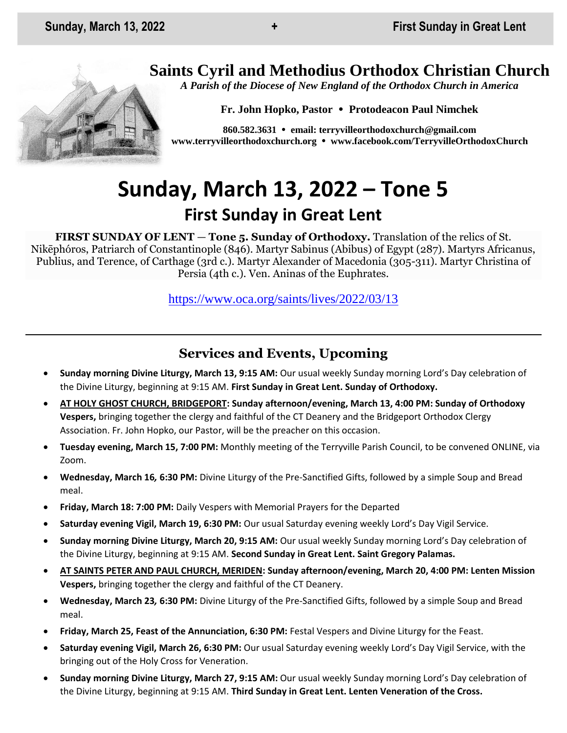# Saints Cyril and Methodius Orthodox Christian Church

*A Parish of the Diocese of New England of the Orthodox Church in America*

**Fr. John Hopko, Pastor • Protodeacon Paul Nimchek**

**860.582.3631 • email: terryvilleorthodoxchurch@gmail.com**
**www.terryvilleorthodoxchurch.org • www.facebook.com/TerryvilleOrthodoxChurch**

# Sunday, March 13, 2022 – Tone 5

## First Sunday in Great Lent

**FIRST SUNDAY OF LENT — Tone 5. Sunday of Orthodoxy.** Translation of the relics of St. Nikēphóros, Patriarch of Constantinople (846). Martyr Sabinus (Abibus) of Egypt (287). Martyrs Africanus, Publius, and Terence, of Carthage (3rd c.). Martyr Alexander of Macedonia (305-311). Martyr Christina of Persia (4th c.). Ven. Aninas of the Euphrates.

https://www.oca.org/saints/lives/2022/03/13

---

## Services and Events, Upcoming

- **Sunday morning Divine Liturgy, March 13, 9:15 AM:** Our usual weekly Sunday morning Lord's Day celebration of the Divine Liturgy, beginning at 9:15 AM. **First Sunday in Great Lent. Sunday of Orthodoxy.**
- **AT HOLY GHOST CHURCH, BRIDGEPORT: Sunday afternoon/evening, March 13, 4:00 PM: Sunday of Orthodoxy Vespers,** bringing together the clergy and faithful of the CT Deanery and the Bridgeport Orthodox Clergy Association. Fr. John Hopko, our Pastor, will be the preacher on this occasion.
- **Tuesday evening, March 15, 7:00 PM:** Monthly meeting of the Terryville Parish Council, to be convened ONLINE, via Zoom.
- **Wednesday, March 16, 6:30 PM:** Divine Liturgy of the Pre-Sanctified Gifts, followed by a simple Soup and Bread meal.
- **Friday, March 18: 7:00 PM:** Daily Vespers with Memorial Prayers for the Departed
- **Saturday evening Vigil, March 19, 6:30 PM:** Our usual Saturday evening weekly Lord's Day Vigil Service.
- **Sunday morning Divine Liturgy, March 20, 9:15 AM:** Our usual weekly Sunday morning Lord's Day celebration of the Divine Liturgy, beginning at 9:15 AM. **Second Sunday in Great Lent. Saint Gregory Palamas.**
- **AT SAINTS PETER AND PAUL CHURCH, MERIDEN: Sunday afternoon/evening, March 20, 4:00 PM: Lenten Mission Vespers,** bringing together the clergy and faithful of the CT Deanery.
- **Wednesday, March 23, 6:30 PM:** Divine Liturgy of the Pre-Sanctified Gifts, followed by a simple Soup and Bread meal.
- **Friday, March 25, Feast of the Annunciation, 6:30 PM:** Festal Vespers and Divine Liturgy for the Feast.
- **Saturday evening Vigil, March 26, 6:30 PM:** Our usual Saturday evening weekly Lord's Day Vigil Service, with the bringing out of the Holy Cross for Veneration.
- **Sunday morning Divine Liturgy, March 27, 9:15 AM:** Our usual weekly Sunday morning Lord's Day celebration of the Divine Liturgy, beginning at 9:15 AM. **Third Sunday in Great Lent. Lenten Veneration of the Cross.**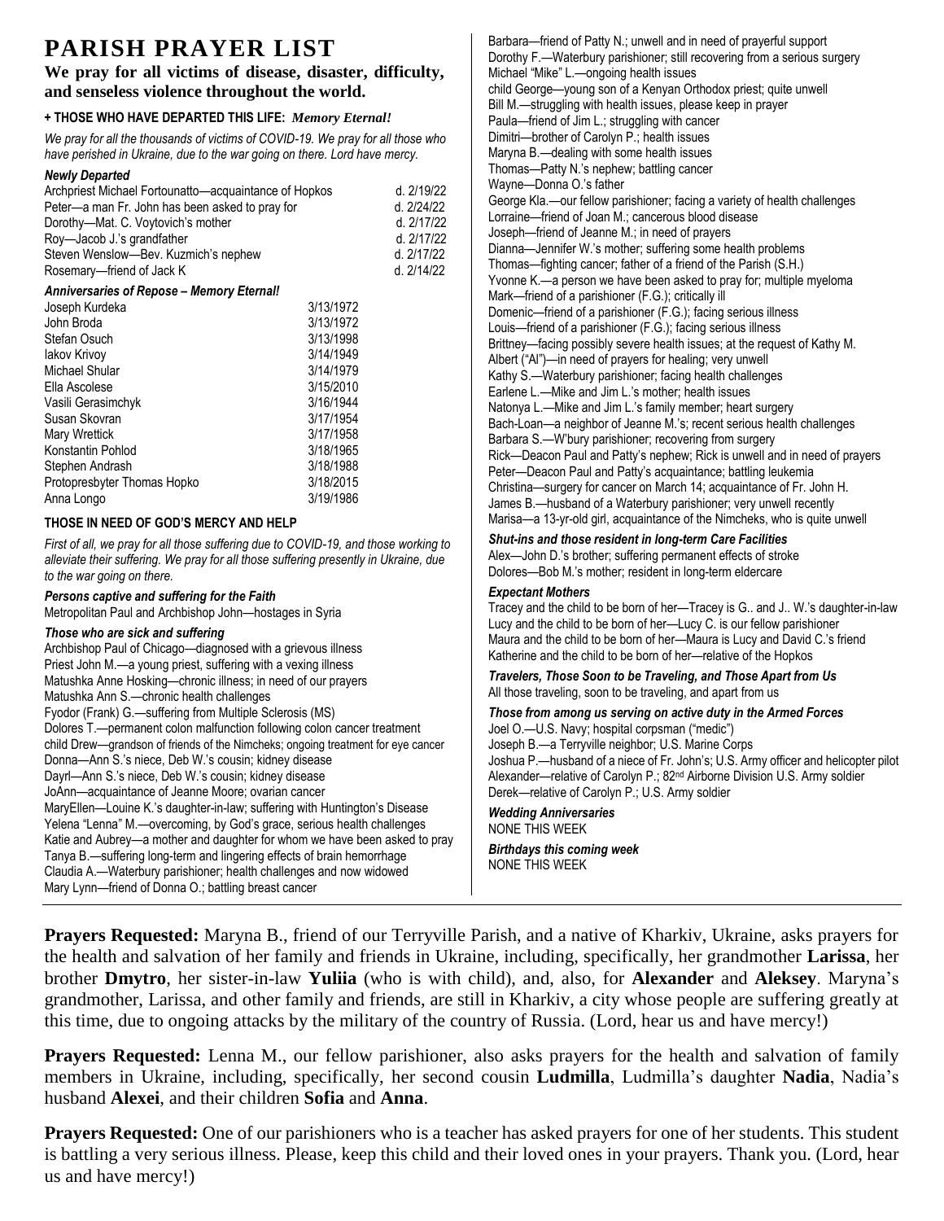# PARISH PRAYER LIST

**We pray for all victims of disease, disaster, difficulty, and senseless violence throughout the world.**

**+ THOSE WHO HAVE DEPARTED THIS LIFE:** ***Memory Eternal!***

*We pray for all the thousands of victims of COVID-19. We pray for all those who have perished in Ukraine, due to the war going on there. Lord have mercy.*

***Newly Departed***

| | |
|---|---|
| Archpriest Michael Fortounatto—acquaintance of Hopkos | d. 2/19/22 |
| Peter—a man Fr. John has been asked to pray for | d. 2/24/22 |
| Dorothy—Mat. C. Voytovich's mother | d. 2/17/22 |
| Roy—Jacob J.'s grandfather | d. 2/17/22 |
| Steven Wenslow—Bev. Kuzmich's nephew | d. 2/17/22 |
| Rosemary—friend of Jack K | d. 2/14/22 |

***Anniversaries of Repose – Memory Eternal!***

| | |
|---|---|
| Joseph Kurdeka | 3/13/1972 |
| John Broda | 3/13/1972 |
| Stefan Osuch | 3/13/1998 |
| Iakov Krivoy | 3/14/1949 |
| Michael Shular | 3/14/1979 |
| Ella Ascolese | 3/15/2010 |
| Vasili Gerasimchyk | 3/16/1944 |
| Susan Skovran | 3/17/1954 |
| Mary Wrettick | 3/17/1958 |
| Konstantin Pohlod | 3/18/1965 |
| Stephen Andrash | 3/18/1988 |
| Protopresbyter Thomas Hopko | 3/18/2015 |
| Anna Longo | 3/19/1986 |

**THOSE IN NEED OF GOD'S MERCY AND HELP**

*First of all, we pray for all those suffering due to COVID-19, and those working to alleviate their suffering. We pray for all those suffering presently in Ukraine, due to the war going on there.*

***Persons captive and suffering for the Faith***

Metropolitan Paul and Archbishop John—hostages in Syria

***Those who are sick and suffering***

Archbishop Paul of Chicago—diagnosed with a grievous illness
Priest John M.—a young priest, suffering with a vexing illness
Matushka Anne Hosking—chronic illness; in need of our prayers
Matushka Ann S.—chronic health challenges
Fyodor (Frank) G.—suffering from Multiple Sclerosis (MS)
Dolores T.—permanent colon malfunction following colon cancer treatment
child Drew—grandson of friends of the Nimcheks; ongoing treatment for eye cancer
Donna—Ann S.'s niece, Deb W.'s cousin; kidney disease
Dayrl—Ann S.'s niece, Deb W.'s cousin; kidney disease
JoAnn—acquaintance of Jeanne Moore; ovarian cancer
MaryEllen—Louine K.'s daughter-in-law; suffering with Huntington's Disease
Yelena "Lenna" M.—overcoming, by God's grace, serious health challenges
Katie and Aubrey—a mother and daughter for whom we have been asked to pray
Tanya B.—suffering long-term and lingering effects of brain hemorrhage
Claudia A.—Waterbury parishioner; health challenges and now widowed
Mary Lynn—friend of Donna O.; battling breast cancer
Barbara—friend of Patty N.; unwell and in need of prayerful support
Dorothy F.—Waterbury parishioner; still recovering from a serious surgery
Michael "Mike" L.—ongoing health issues
child George—young son of a Kenyan Orthodox priest; quite unwell
Bill M.—struggling with health issues, please keep in prayer
Paula—friend of Jim L.; struggling with cancer
Dimitri—brother of Carolyn P.; health issues
Maryna B.—dealing with some health issues
Thomas—Patty N.'s nephew; battling cancer
Wayne—Donna O.'s father
George Kla.—our fellow parishioner; facing a variety of health challenges
Lorraine—friend of Joan M.; cancerous blood disease
Joseph—friend of Jeanne M.; in need of prayers
Dianna—Jennifer W.'s mother; suffering some health problems
Thomas—fighting cancer; father of a friend of the Parish (S.H.)
Yvonne K.—a person we have been asked to pray for; multiple myeloma
Mark—friend of a parishioner (F.G.); critically ill
Domenic—friend of a parishioner (F.G.); facing serious illness
Louis—friend of a parishioner (F.G.); facing serious illness
Brittney—facing possibly severe health issues; at the request of Kathy M.
Albert ("Al")—in need of prayers for healing; very unwell
Kathy S.—Waterbury parishioner; facing health challenges
Earlene L.—Mike and Jim L.'s mother; health issues
Natonya L.—Mike and Jim L.'s family member; heart surgery
Bach-Loan—a neighbor of Jeanne M.'s; recent serious health challenges
Barbara S.—W'bury parishioner; recovering from surgery
Rick—Deacon Paul and Patty's nephew; Rick is unwell and in need of prayers
Peter—Deacon Paul and Patty's acquaintance; battling leukemia
Christina—surgery for cancer on March 14; acquaintance of Fr. John H.
James B.—husband of a Waterbury parishioner; very unwell recently
Marisa—a 13-yr-old girl, acquaintance of the Nimcheks, who is quite unwell

***Shut-ins and those resident in long-term Care Facilities***

Alex—John D.'s brother; suffering permanent effects of stroke
Dolores—Bob M.'s mother; resident in long-term eldercare

***Expectant Mothers***

Tracey and the child to be born of her—Tracey is G.. and J.. W.'s daughter-in-law
Lucy and the child to be born of her—Lucy C. is our fellow parishioner
Maura and the child to be born of her—Maura is Lucy and David C.'s friend
Katherine and the child to be born of her—relative of the Hopkos

***Travelers, Those Soon to be Traveling, and Those Apart from Us***

All those traveling, soon to be traveling, and apart from us

***Those from among us serving on active duty in the Armed Forces***

Joel O.—U.S. Navy; hospital corpsman ("medic")
Joseph B.—a Terryville neighbor; U.S. Marine Corps
Joshua P.—husband of a niece of Fr. John's; U.S. Army officer and helicopter pilot
Alexander—relative of Carolyn P.; 82nd Airborne Division U.S. Army soldier
Derek—relative of Carolyn P.; U.S. Army soldier

***Wedding Anniversaries***

NONE THIS WEEK

***Birthdays this coming week***

NONE THIS WEEK

**Prayers Requested:** Maryna B., friend of our Terryville Parish, and a native of Kharkiv, Ukraine, asks prayers for the health and salvation of her family and friends in Ukraine, including, specifically, her grandmother **Larissa**, her brother **Dmytro**, her sister-in-law **Yuliia** (who is with child), and, also, for **Alexander** and **Aleksey**. Maryna's grandmother, Larissa, and other family and friends, are still in Kharkiv, a city whose people are suffering greatly at this time, due to ongoing attacks by the military of the country of Russia. (Lord, hear us and have mercy!)

**Prayers Requested:** Lenna M., our fellow parishioner, also asks prayers for the health and salvation of family members in Ukraine, including, specifically, her second cousin **Ludmilla**, Ludmilla's daughter **Nadia**, Nadia's husband **Alexei**, and their children **Sofia** and **Anna**.

**Prayers Requested:** One of our parishioners who is a teacher has asked prayers for one of her students. This student is battling a very serious illness. Please, keep this child and their loved ones in your prayers. Thank you. (Lord, hear us and have mercy!)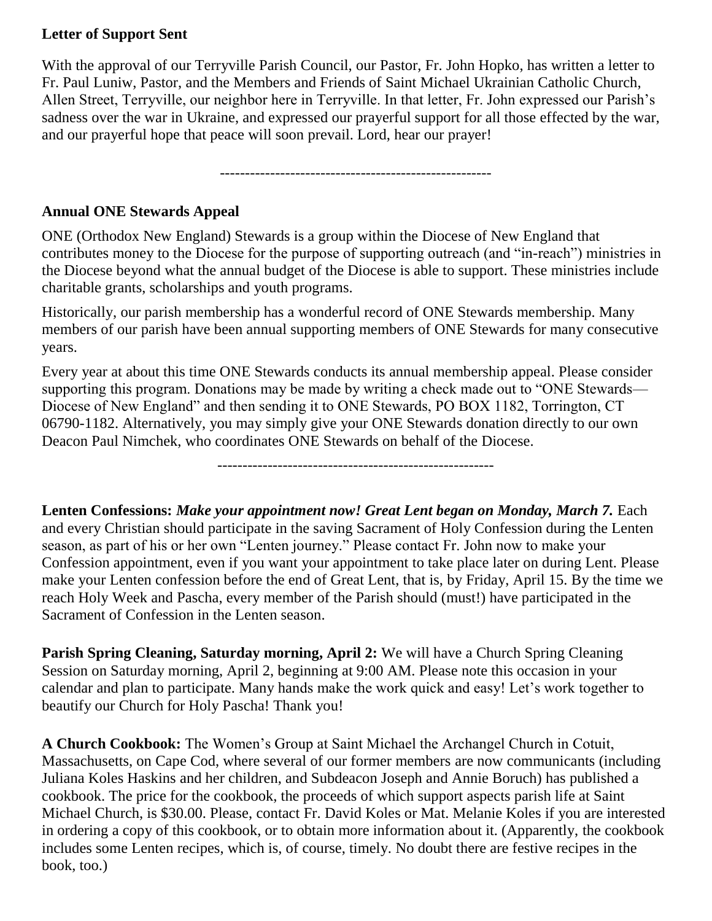**Letter of Support Sent**

With the approval of our Terryville Parish Council, our Pastor, Fr. John Hopko, has written a letter to Fr. Paul Luniw, Pastor, and the Members and Friends of Saint Michael Ukrainian Catholic Church, Allen Street, Terryville, our neighbor here in Terryville. In that letter, Fr. John expressed our Parish's sadness over the war in Ukraine, and expressed our prayerful support for all those effected by the war, and our prayerful hope that peace will soon prevail. Lord, hear our prayer!

------------------------------------------------------

**Annual ONE Stewards Appeal**

ONE (Orthodox New England) Stewards is a group within the Diocese of New England that contributes money to the Diocese for the purpose of supporting outreach (and "in-reach") ministries in the Diocese beyond what the annual budget of the Diocese is able to support. These ministries include charitable grants, scholarships and youth programs.

Historically, our parish membership has a wonderful record of ONE Stewards membership. Many members of our parish have been annual supporting members of ONE Stewards for many consecutive years.

Every year at about this time ONE Stewards conducts its annual membership appeal. Please consider supporting this program. Donations may be made by writing a check made out to "ONE Stewards—Diocese of New England" and then sending it to ONE Stewards, PO BOX 1182, Torrington, CT 06790-1182. Alternatively, you may simply give your ONE Stewards donation directly to our own Deacon Paul Nimchek, who coordinates ONE Stewards on behalf of the Diocese.

------------------------------------------------------

**Lenten Confessions:** ***Make your appointment now! Great Lent began on Monday, March 7.*** Each and every Christian should participate in the saving Sacrament of Holy Confession during the Lenten season, as part of his or her own "Lenten journey." Please contact Fr. John now to make your Confession appointment, even if you want your appointment to take place later on during Lent. Please make your Lenten confession before the end of Great Lent, that is, by Friday, April 15. By the time we reach Holy Week and Pascha, every member of the Parish should (must!) have participated in the Sacrament of Confession in the Lenten season.

**Parish Spring Cleaning, Saturday morning, April 2:** We will have a Church Spring Cleaning Session on Saturday morning, April 2, beginning at 9:00 AM. Please note this occasion in your calendar and plan to participate. Many hands make the work quick and easy! Let's work together to beautify our Church for Holy Pascha! Thank you!

**A Church Cookbook:** The Women's Group at Saint Michael the Archangel Church in Cotuit, Massachusetts, on Cape Cod, where several of our former members are now communicants (including Juliana Koles Haskins and her children, and Subdeacon Joseph and Annie Boruch) has published a cookbook. The price for the cookbook, the proceeds of which support aspects parish life at Saint Michael Church, is $30.00. Please, contact Fr. David Koles or Mat. Melanie Koles if you are interested in ordering a copy of this cookbook, or to obtain more information about it. (Apparently, the cookbook includes some Lenten recipes, which is, of course, timely. No doubt there are festive recipes in the book, too.)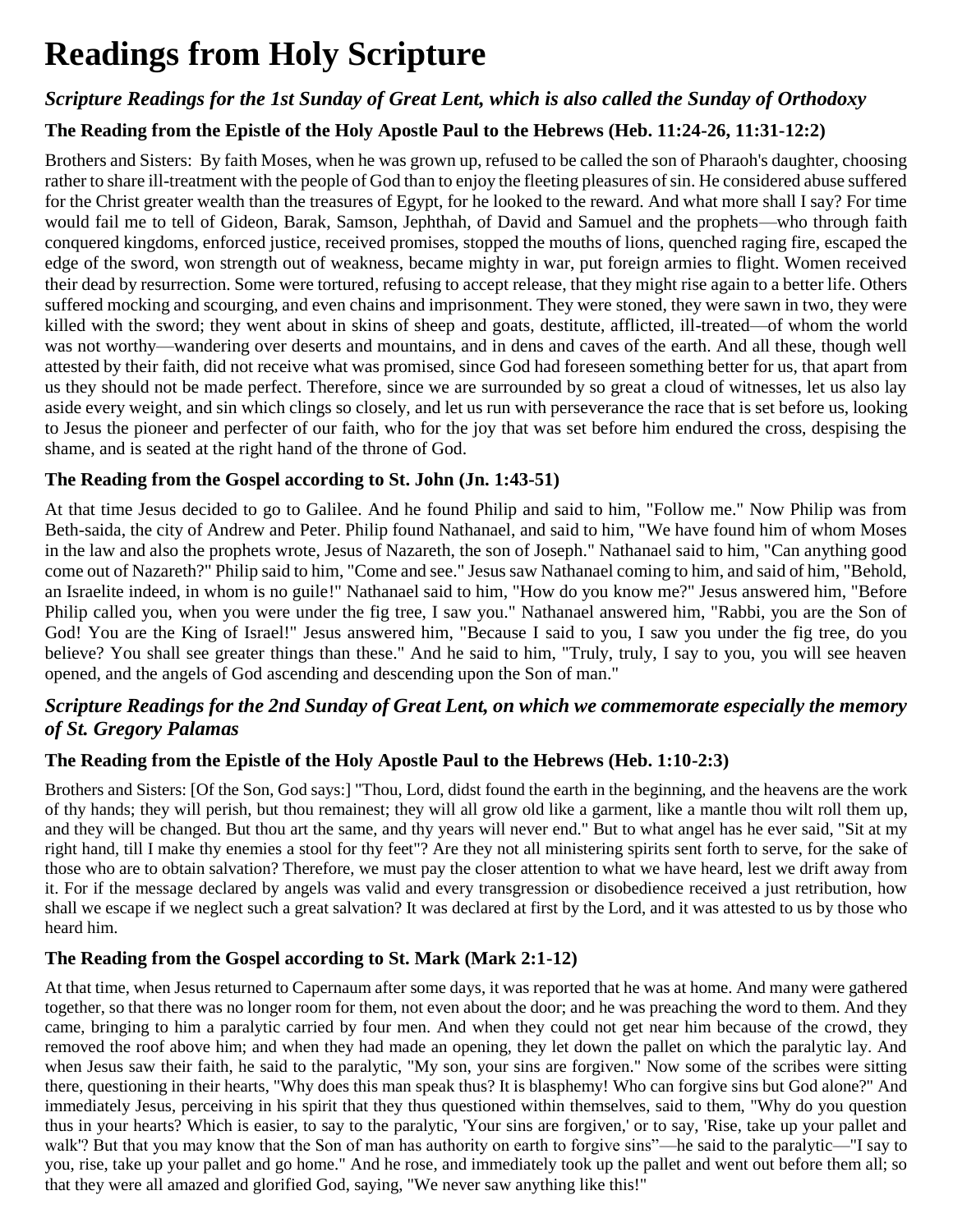# Readings from Holy Scripture

## *Scripture Readings for the 1st Sunday of Great Lent, which is also called the Sunday of Orthodoxy*

### The Reading from the Epistle of the Holy Apostle Paul to the Hebrews (Heb. 11:24-26, 11:31-12:2)

Brothers and Sisters: By faith Moses, when he was grown up, refused to be called the son of Pharaoh's daughter, choosing rather to share ill-treatment with the people of God than to enjoy the fleeting pleasures of sin. He considered abuse suffered for the Christ greater wealth than the treasures of Egypt, for he looked to the reward. And what more shall I say? For time would fail me to tell of Gideon, Barak, Samson, Jephthah, of David and Samuel and the prophets—who through faith conquered kingdoms, enforced justice, received promises, stopped the mouths of lions, quenched raging fire, escaped the edge of the sword, won strength out of weakness, became mighty in war, put foreign armies to flight. Women received their dead by resurrection. Some were tortured, refusing to accept release, that they might rise again to a better life. Others suffered mocking and scourging, and even chains and imprisonment. They were stoned, they were sawn in two, they were killed with the sword; they went about in skins of sheep and goats, destitute, afflicted, ill-treated—of whom the world was not worthy—wandering over deserts and mountains, and in dens and caves of the earth. And all these, though well attested by their faith, did not receive what was promised, since God had foreseen something better for us, that apart from us they should not be made perfect. Therefore, since we are surrounded by so great a cloud of witnesses, let us also lay aside every weight, and sin which clings so closely, and let us run with perseverance the race that is set before us, looking to Jesus the pioneer and perfecter of our faith, who for the joy that was set before him endured the cross, despising the shame, and is seated at the right hand of the throne of God.

### The Reading from the Gospel according to St. John (Jn. 1:43-51)

At that time Jesus decided to go to Galilee. And he found Philip and said to him, "Follow me." Now Philip was from Beth-saida, the city of Andrew and Peter. Philip found Nathanael, and said to him, "We have found him of whom Moses in the law and also the prophets wrote, Jesus of Nazareth, the son of Joseph." Nathanael said to him, "Can anything good come out of Nazareth?" Philip said to him, "Come and see." Jesus saw Nathanael coming to him, and said of him, "Behold, an Israelite indeed, in whom is no guile!" Nathanael said to him, "How do you know me?" Jesus answered him, "Before Philip called you, when you were under the fig tree, I saw you." Nathanael answered him, "Rabbi, you are the Son of God! You are the King of Israel!" Jesus answered him, "Because I said to you, I saw you under the fig tree, do you believe? You shall see greater things than these." And he said to him, "Truly, truly, I say to you, you will see heaven opened, and the angels of God ascending and descending upon the Son of man."

## *Scripture Readings for the 2nd Sunday of Great Lent, on which we commemorate especially the memory of St. Gregory Palamas*

### The Reading from the Epistle of the Holy Apostle Paul to the Hebrews (Heb. 1:10-2:3)

Brothers and Sisters: [Of the Son, God says:] "Thou, Lord, didst found the earth in the beginning, and the heavens are the work of thy hands; they will perish, but thou remainest; they will all grow old like a garment, like a mantle thou wilt roll them up, and they will be changed. But thou art the same, and thy years will never end." But to what angel has he ever said, "Sit at my right hand, till I make thy enemies a stool for thy feet"? Are they not all ministering spirits sent forth to serve, for the sake of those who are to obtain salvation? Therefore, we must pay the closer attention to what we have heard, lest we drift away from it. For if the message declared by angels was valid and every transgression or disobedience received a just retribution, how shall we escape if we neglect such a great salvation? It was declared at first by the Lord, and it was attested to us by those who heard him.

### The Reading from the Gospel according to St. Mark (Mark 2:1-12)

At that time, when Jesus returned to Capernaum after some days, it was reported that he was at home. And many were gathered together, so that there was no longer room for them, not even about the door; and he was preaching the word to them. And they came, bringing to him a paralytic carried by four men. And when they could not get near him because of the crowd, they removed the roof above him; and when they had made an opening, they let down the pallet on which the paralytic lay. And when Jesus saw their faith, he said to the paralytic, "My son, your sins are forgiven." Now some of the scribes were sitting there, questioning in their hearts, "Why does this man speak thus? It is blasphemy! Who can forgive sins but God alone?" And immediately Jesus, perceiving in his spirit that they thus questioned within themselves, said to them, "Why do you question thus in your hearts? Which is easier, to say to the paralytic, 'Your sins are forgiven,' or to say, 'Rise, take up your pallet and walk'? But that you may know that the Son of man has authority on earth to forgive sins"—he said to the paralytic—"I say to you, rise, take up your pallet and go home." And he rose, and immediately took up the pallet and went out before them all; so that they were all amazed and glorified God, saying, "We never saw anything like this!"